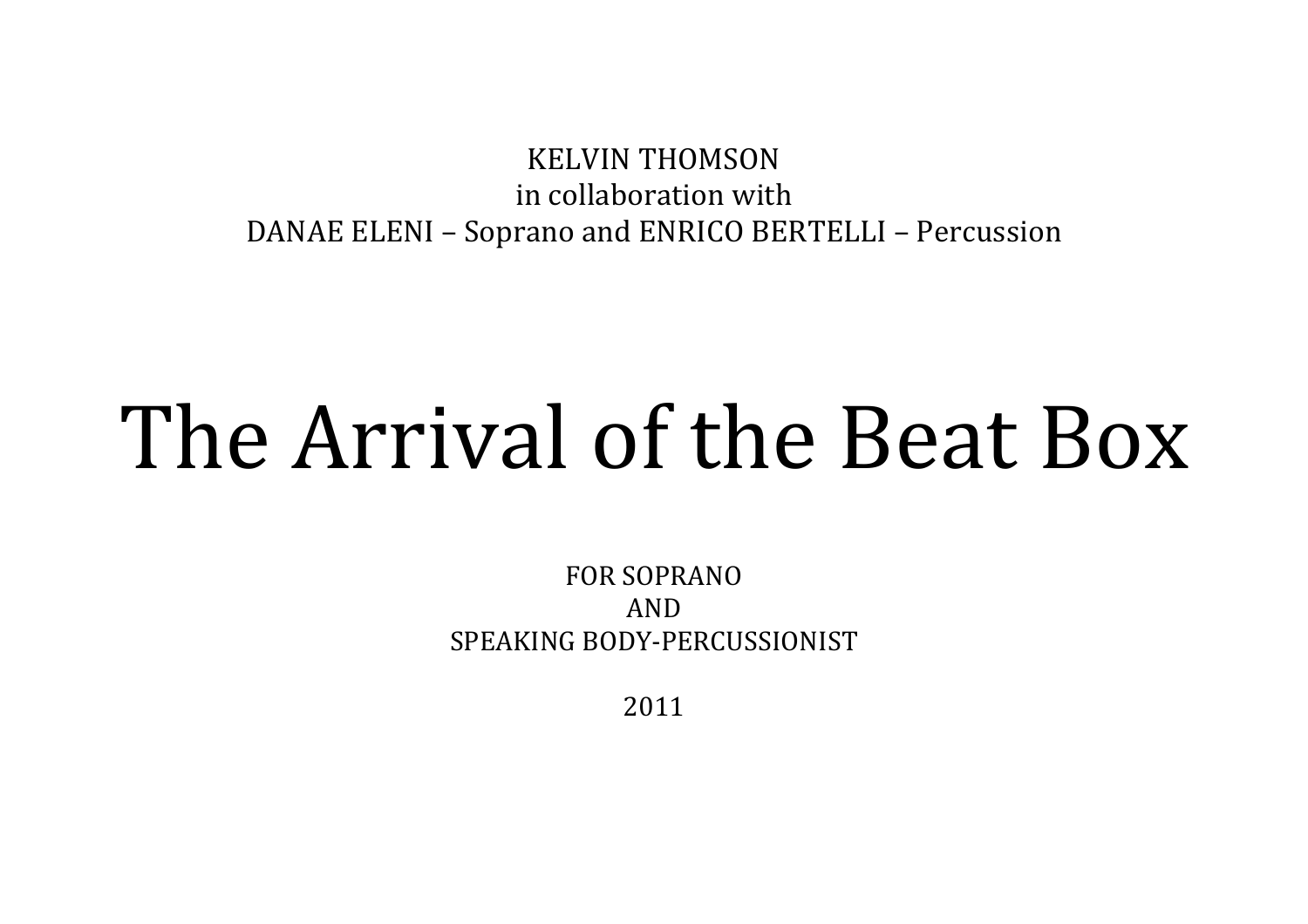KELVIN THOMSON
in collaboration with
DANAE ELENI – Soprano and ENRICO BERTELLI – Percussion

# The Arrival of the Beat Box

FOR SOPRANO
AND
SPEAKING BODY-PERCUSSIONIST

2011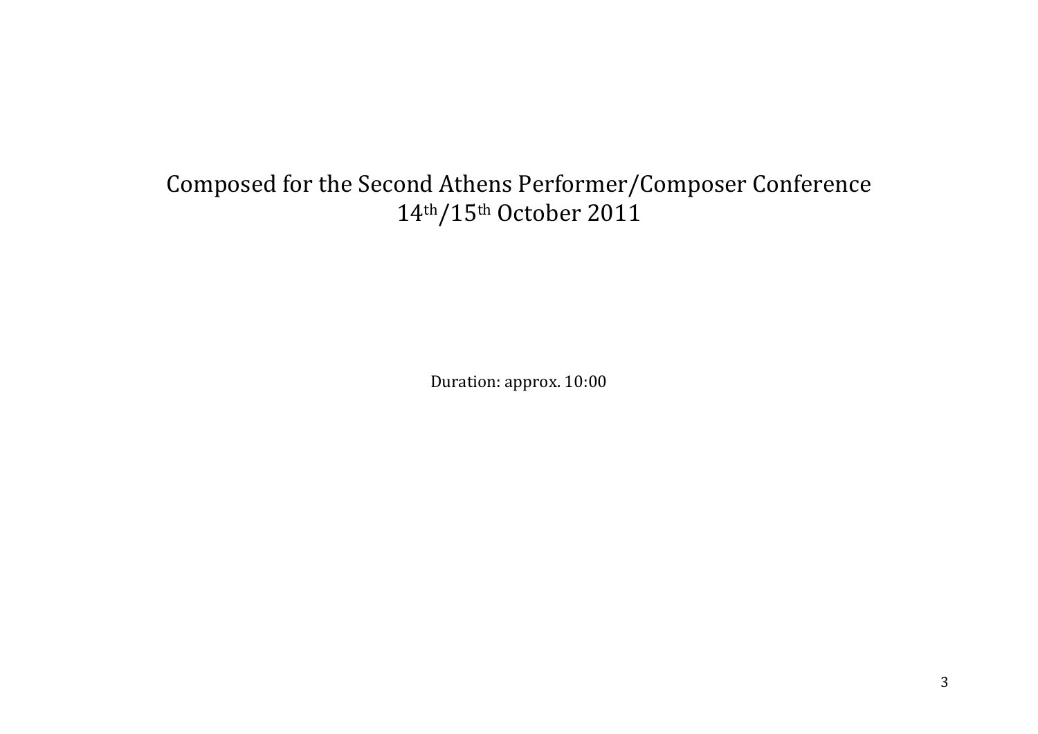Composed for the Second Athens Performer/Composer Conference
14th/15th October 2011

Duration: approx. 10:00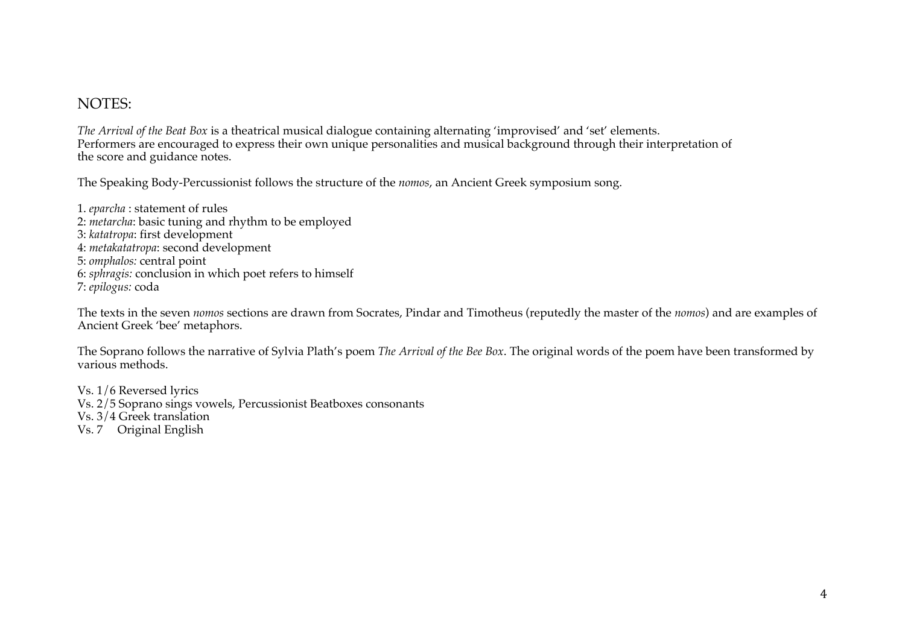# NOTES:

*The Arrival of the Beat Box* is a theatrical musical dialogue containing alternating 'improvised' and 'set' elements.
Performers are encouraged to express their own unique personalities and musical background through their interpretation of the score and guidance notes.

The Speaking Body-Percussionist follows the structure of the *nomos*, an Ancient Greek symposium song.

1. *eparcha* : statement of rules
2: *metarcha*: basic tuning and rhythm to be employed
3: *katatropa*: first development
4: *metakatatropa*: second development
5: *omphalos:* central point
6: *sphragis:* conclusion in which poet refers to himself
7: *epilogus:* coda

The texts in the seven *nomos* sections are drawn from Socrates, Pindar and Timotheus (reputedly the master of the *nomos*) and are examples of Ancient Greek 'bee' metaphors.

The Soprano follows the narrative of Sylvia Plath's poem *The Arrival of the Bee Box*. The original words of the poem have been transformed by various methods.

Vs. 1/6 Reversed lyrics
Vs. 2/5 Soprano sings vowels, Percussionist Beatboxes consonants
Vs. 3/4 Greek translation
Vs. 7 Original English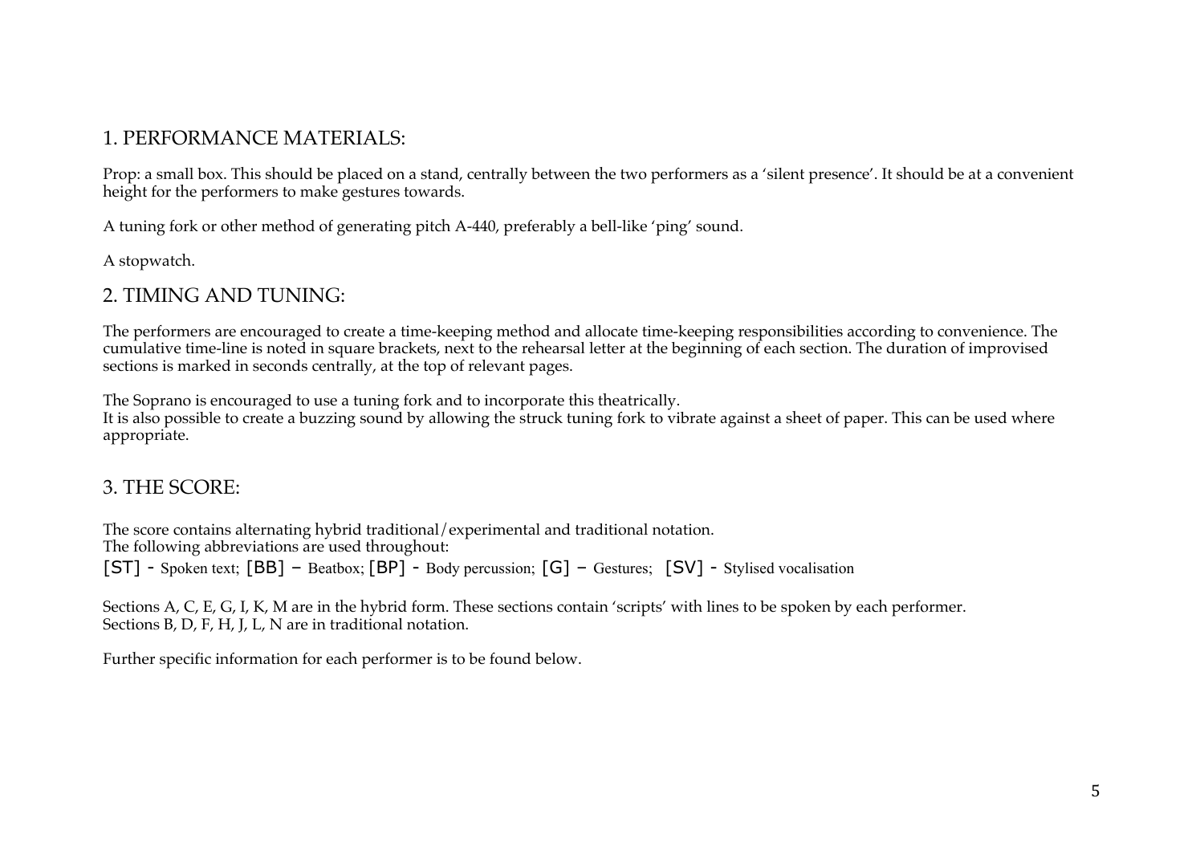## 1. PERFORMANCE MATERIALS:

Prop: a small box. This should be placed on a stand, centrally between the two performers as a 'silent presence'. It should be at a convenient height for the performers to make gestures towards.

A tuning fork or other method of generating pitch A-440, preferably a bell-like 'ping' sound.

A stopwatch.

## 2. TIMING AND TUNING:

The performers are encouraged to create a time-keeping method and allocate time-keeping responsibilities according to convenience. The cumulative time-line is noted in square brackets, next to the rehearsal letter at the beginning of each section. The duration of improvised sections is marked in seconds centrally, at the top of relevant pages.

The Soprano is encouraged to use a tuning fork and to incorporate this theatrically.
It is also possible to create a buzzing sound by allowing the struck tuning fork to vibrate against a sheet of paper. This can be used where appropriate.

## 3. THE SCORE:

The score contains alternating hybrid traditional/experimental and traditional notation.
The following abbreviations are used throughout:
[ST] - Spoken text; [BB] – Beatbox; [BP] - Body percussion; [G] – Gestures; [SV] - Stylised vocalisation

Sections A, C, E, G, I, K, M are in the hybrid form. These sections contain 'scripts' with lines to be spoken by each performer.
Sections B, D, F, H, J, L, N are in traditional notation.

Further specific information for each performer is to be found below.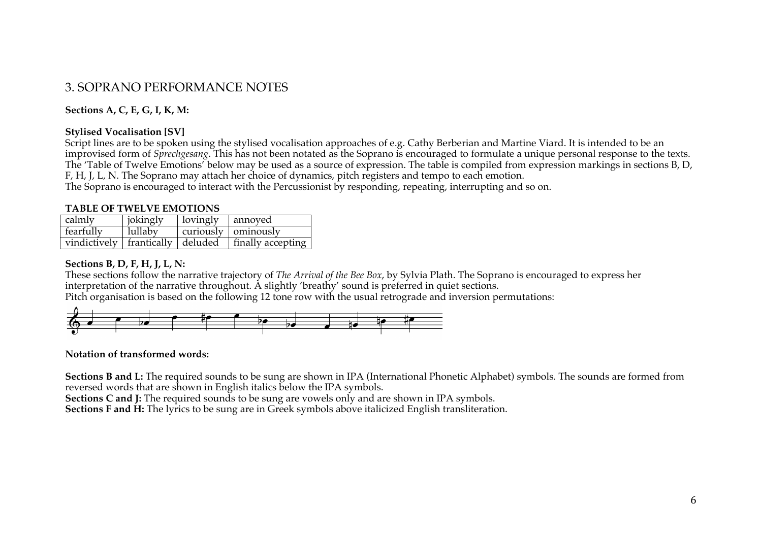## 3. SOPRANO PERFORMANCE NOTES

**Sections A, C, E, G, I, K, M:**

**Stylised Vocalisation [SV]**

Script lines are to be spoken using the stylised vocalisation approaches of e.g. Cathy Berberian and Martine Viard. It is intended to be an improvised form of *Sprechgesang*. This has not been notated as the Soprano is encouraged to formulate a unique personal response to the texts. The 'Table of Twelve Emotions' below may be used as a source of expression. The table is compiled from expression markings in sections B, D, F, H, J, L, N. The Soprano may attach her choice of dynamics, pitch registers and tempo to each emotion.
The Soprano is encouraged to interact with the Percussionist by responding, repeating, interrupting and so on.

**TABLE OF TWELVE EMOTIONS**

| calmly | jokingly | lovingly | annoyed |
|---|---|---|---|
| fearfully | lullaby | curiously | ominously |
| vindictively | frantically | deluded | finally accepting |

**Sections B, D, F, H, J, L, N:**

These sections follow the narrative trajectory of *The Arrival of the Bee Box*, by Sylvia Plath. The Soprano is encouraged to express her interpretation of the narrative throughout. A slightly 'breathy' sound is preferred in quiet sections.
Pitch organisation is based on the following 12 tone row with the usual retrograde and inversion permutations:

**Notation of transformed words:**

**Sections B and L:** The required sounds to be sung are shown in IPA (International Phonetic Alphabet) symbols. The sounds are formed from reversed words that are shown in English italics below the IPA symbols.
**Sections C and J:** The required sounds to be sung are vowels only and are shown in IPA symbols.
**Sections F and H:** The lyrics to be sung are in Greek symbols above italicized English transliteration.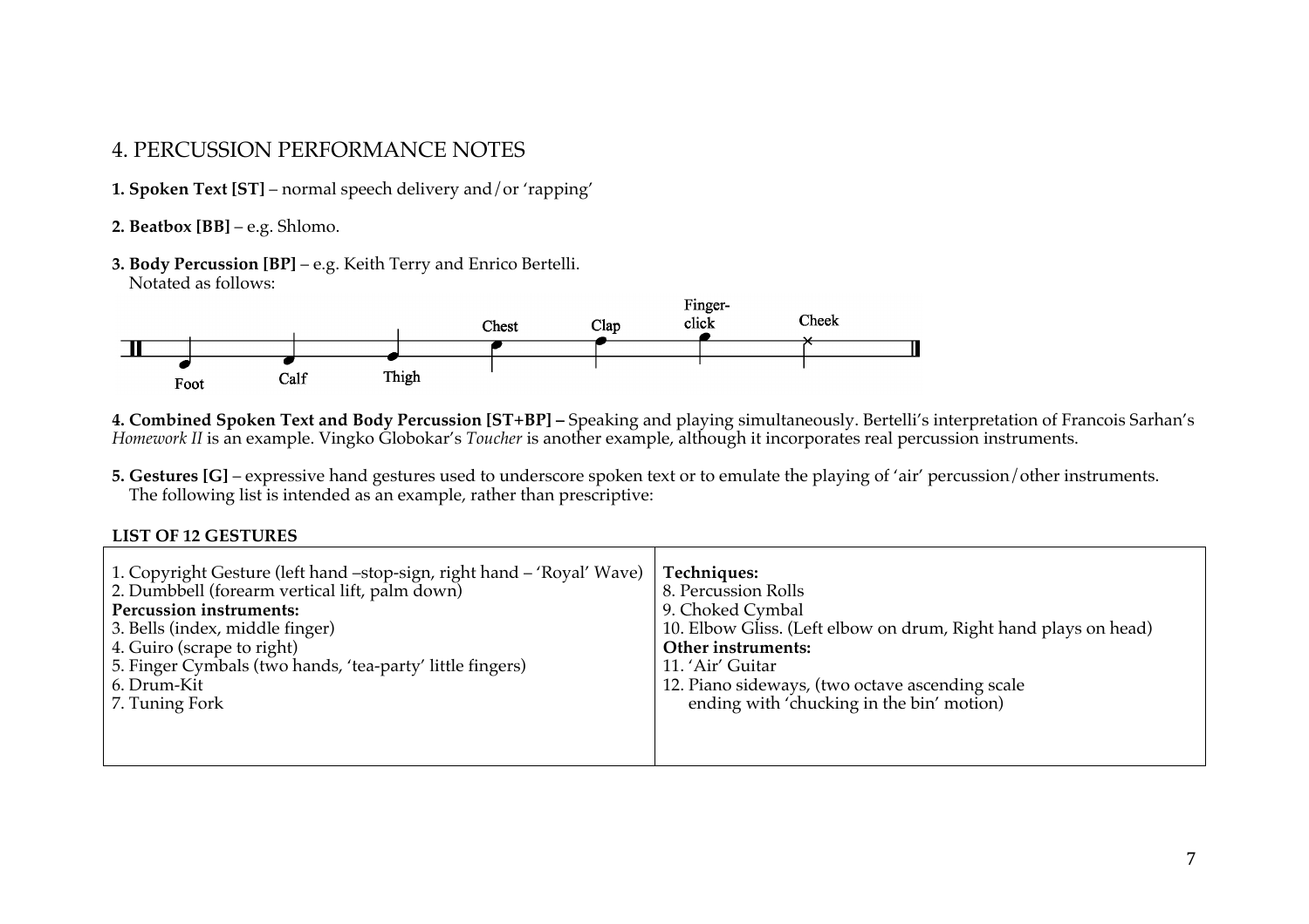# 4. PERCUSSION PERFORMANCE NOTES

**1. Spoken Text [ST]** – normal speech delivery and/or 'rapping'

**2. Beatbox [BB]** – e.g. Shlomo.

**3. Body Percussion [BP]** – e.g. Keith Terry and Enrico Bertelli.
Notated as follows:

Foot Calf Thigh Chest Clap Finger-click Cheek

**4. Combined Spoken Text and Body Percussion [ST+BP] –** Speaking and playing simultaneously. Bertelli's interpretation of Francois Sarhan's *Homework II* is an example. Vingko Globokar's *Toucher* is another example, although it incorporates real percussion instruments.

**5. Gestures [G]** – expressive hand gestures used to underscore spoken text or to emulate the playing of 'air' percussion/other instruments.
The following list is intended as an example, rather than prescriptive:

**LIST OF 12 GESTURES**

| | |
|---|---|
| 1. Copyright Gesture (left hand –stop-sign, right hand – 'Royal' Wave) | **Techniques:** |
| 2. Dumbbell (forearm vertical lift, palm down) | 8. Percussion Rolls |
| **Percussion instruments:** | 9. Choked Cymbal |
| 3. Bells (index, middle finger) | 10. Elbow Gliss. (Left elbow on drum, Right hand plays on head) |
| 4. Guiro (scrape to right) | **Other instruments:** |
| 5. Finger Cymbals (two hands, 'tea-party' little fingers) | 11. 'Air' Guitar |
| 6. Drum-Kit | 12. Piano sideways, (two octave ascending scale ending with 'chucking in the bin' motion) |
| 7. Tuning Fork | |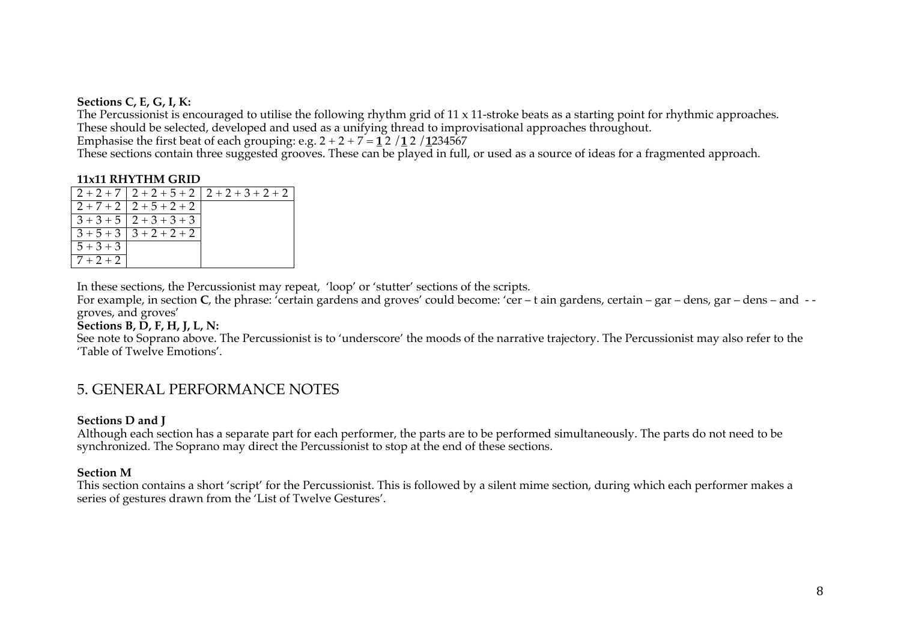**Sections C, E, G, I, K:**

The Percussionist is encouraged to utilise the following rhythm grid of 11 x 11-stroke beats as a starting point for rhythmic approaches.
These should be selected, developed and used as a unifying thread to improvisational approaches throughout.
Emphasise the first beat of each grouping: e.g. 2 + 2 + 7 = **1** 2 / **1** 2 / **1**234567
These sections contain three suggested grooves. These can be played in full, or used as a source of ideas for a fragmented approach.

**11x11 RHYTHM GRID**

| | | |
|---|---|---|
| 2 + 2 + 7 | 2 + 2 + 5 + 2 | 2 + 2 + 3 + 2 + 2 |
| 2 + 7 + 2 | 2 + 5 + 2 + 2 | |
| 3 + 3 + 5 | 2 + 3 + 3 + 3 | |
| 3 + 5 + 3 | 3 + 2 + 2 + 2 | |
| 5 + 3 + 3 | | |
| 7 + 2 + 2 | | |

In these sections, the Percussionist may repeat, 'loop' or 'stutter' sections of the scripts.
For example, in section **C**, the phrase: 'certain gardens and groves' could become: 'cer – t ain gardens, certain – gar – dens, gar – dens – and - - groves, and groves'

**Sections B, D, F, H, J, L, N:**

See note to Soprano above. The Percussionist is to 'underscore' the moods of the narrative trajectory. The Percussionist may also refer to the 'Table of Twelve Emotions'.

## 5. GENERAL PERFORMANCE NOTES

**Sections D and J**

Although each section has a separate part for each performer, the parts are to be performed simultaneously. The parts do not need to be synchronized. The Soprano may direct the Percussionist to stop at the end of these sections.

**Section M**

This section contains a short 'script' for the Percussionist. This is followed by a silent mime section, during which each performer makes a series of gestures drawn from the 'List of Twelve Gestures'.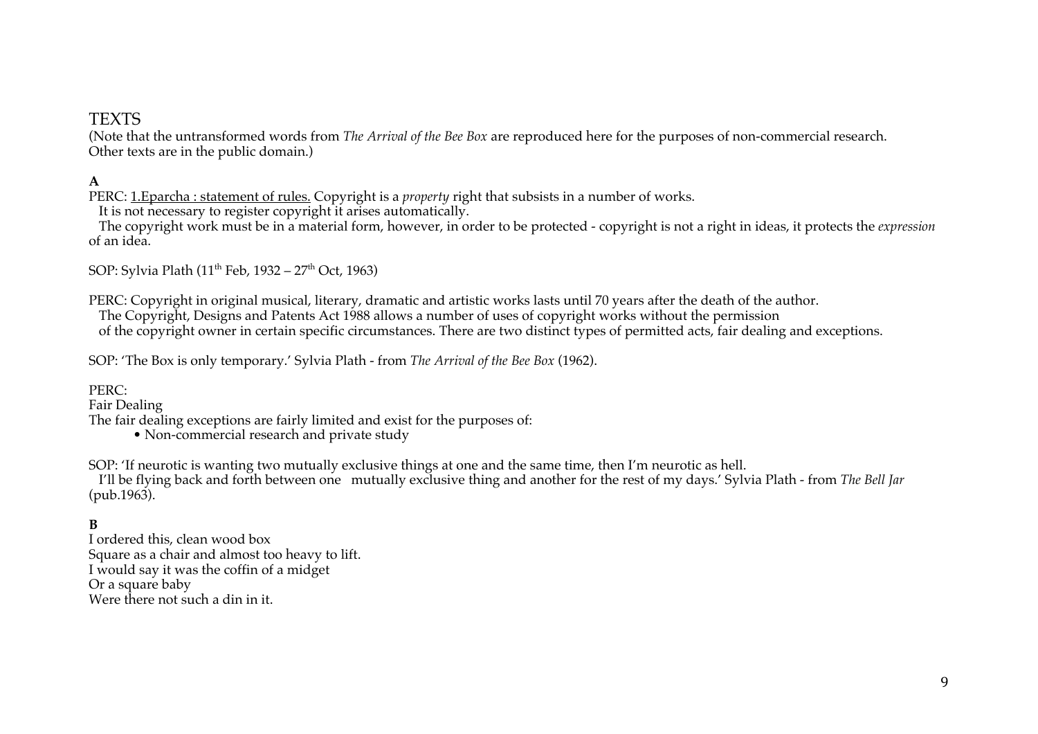# TEXTS

(Note that the untransformed words from *The Arrival of the Bee Box* are reproduced here for the purposes of non-commercial research. Other texts are in the public domain.)

**A**

PERC: 1.Eparcha : statement of rules. Copyright is a *property* right that subsists in a number of works.
It is not necessary to register copyright it arises automatically.
The copyright work must be in a material form, however, in order to be protected - copyright is not a right in ideas, it protects the *expression* of an idea.

SOP: Sylvia Plath (11th Feb, 1932 – 27th Oct, 1963)

PERC: Copyright in original musical, literary, dramatic and artistic works lasts until 70 years after the death of the author.
The Copyright, Designs and Patents Act 1988 allows a number of uses of copyright works without the permission of the copyright owner in certain specific circumstances. There are two distinct types of permitted acts, fair dealing and exceptions.

SOP: 'The Box is only temporary.' Sylvia Plath - from *The Arrival of the Bee Box* (1962).

PERC:
Fair Dealing
The fair dealing exceptions are fairly limited and exist for the purposes of:

- Non-commercial research and private study

SOP: 'If neurotic is wanting two mutually exclusive things at one and the same time, then I'm neurotic as hell.
I'll be flying back and forth between one mutually exclusive thing and another for the rest of my days.' Sylvia Plath - from *The Bell Jar* (pub.1963).

**B**

I ordered this, clean wood box
Square as a chair and almost too heavy to lift.
I would say it was the coffin of a midget
Or a square baby
Were there not such a din in it.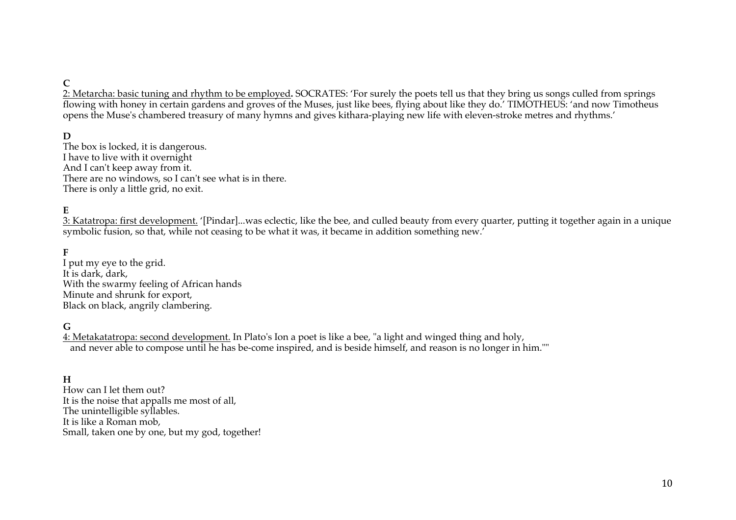**C**

<u>2: Metarcha: basic tuning and rhythm to be employed</u>**.** SOCRATES: 'For surely the poets tell us that they bring us songs culled from springs flowing with honey in certain gardens and groves of the Muses, just like bees, flying about like they do.' TIMOTHEUS: 'and now Timotheus opens the Muse's chambered treasury of many hymns and gives kithara-playing new life with eleven-stroke metres and rhythms.'

**D**

The box is locked, it is dangerous.
I have to live with it overnight
And I can't keep away from it.
There are no windows, so I can't see what is in there.
There is only a little grid, no exit.

**E**

<u>3: Katatropa: first development.</u> '[Pindar]...was eclectic, like the bee, and culled beauty from every quarter, putting it together again in a unique symbolic fusion, so that, while not ceasing to be what it was, it became in addition something new.'

**F**

I put my eye to the grid.
It is dark, dark,
With the swarmy feeling of African hands
Minute and shrunk for export,
Black on black, angrily clambering.

**G**

<u>4: Metakatatropa: second development.</u> In Plato's Ion a poet is like a bee, "a light and winged thing and holy, and never able to compose until he has be-come inspired, and is beside himself, and reason is no longer in him.""

**H**

How can I let them out?
It is the noise that appalls me most of all,
The unintelligible syllables.
It is like a Roman mob,
Small, taken one by one, but my god, together!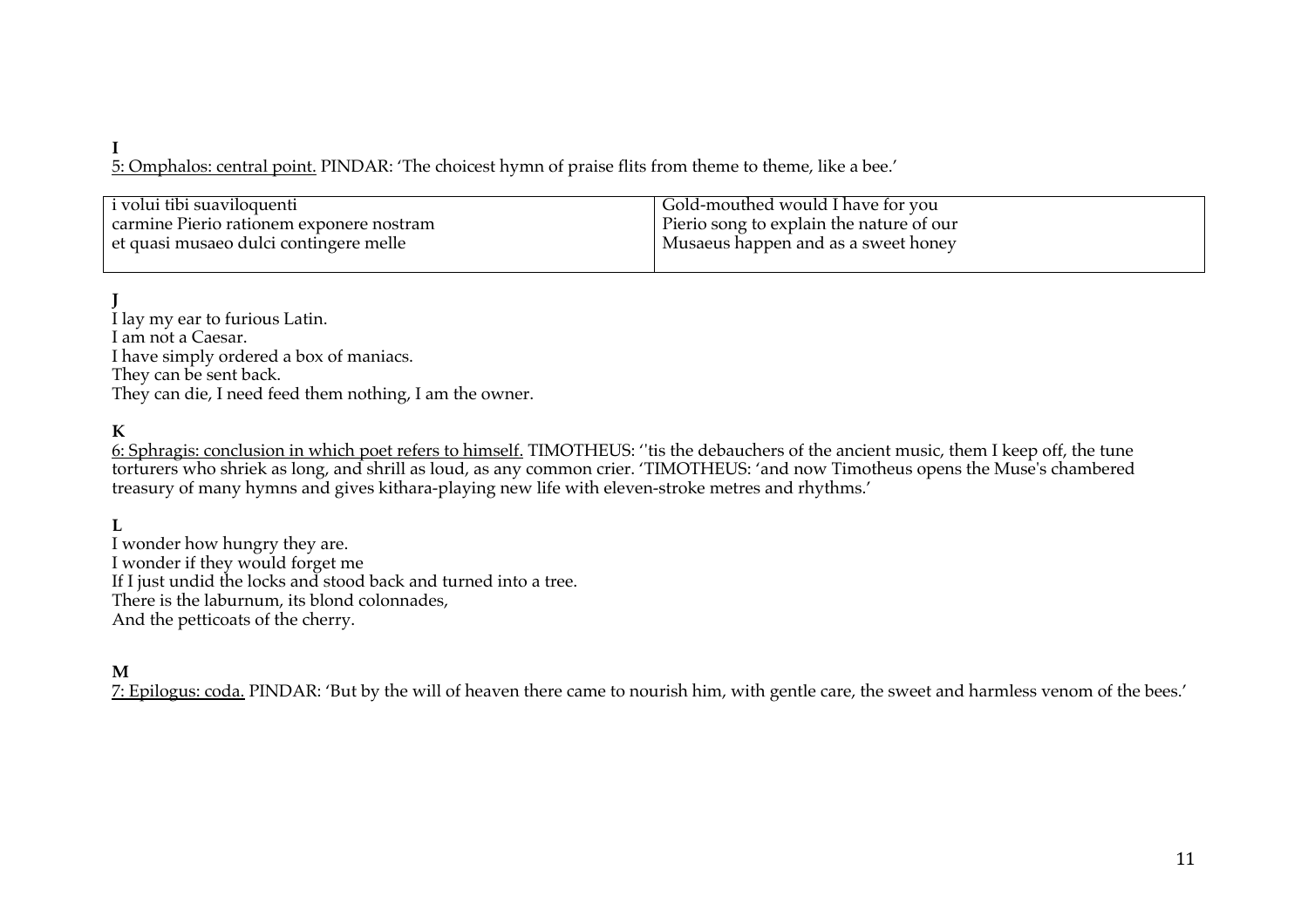**I**

<u>5: Omphalos: central point.</u> PINDAR: 'The choicest hymn of praise flits from theme to theme, like a bee.'

| i volui tibi suaviloquenti<br>carmine Pierio rationem exponere nostram<br>et quasi musaeo dulci contingere melle | Gold-mouthed would I have for you<br>Pierio song to explain the nature of our<br>Musaeus happen and as a sweet honey |
|---|---|

**J**

I lay my ear to furious Latin.
I am not a Caesar.
I have simply ordered a box of maniacs.
They can be sent back.
They can die, I need feed them nothing, I am the owner.

**K**

<u>6: Sphragis: conclusion in which poet refers to himself.</u> TIMOTHEUS: ''tis the debauchers of the ancient music, them I keep off, the tune torturers who shriek as long, and shrill as loud, as any common crier. 'TIMOTHEUS: 'and now Timotheus opens the Muse's chambered treasury of many hymns and gives kithara-playing new life with eleven-stroke metres and rhythms.'

**L**

I wonder how hungry they are.
I wonder if they would forget me
If I just undid the locks and stood back and turned into a tree.
There is the laburnum, its blond colonnades,
And the petticoats of the cherry.

**M**

<u>7: Epilogus: coda.</u> PINDAR: 'But by the will of heaven there came to nourish him, with gentle care, the sweet and harmless venom of the bees.'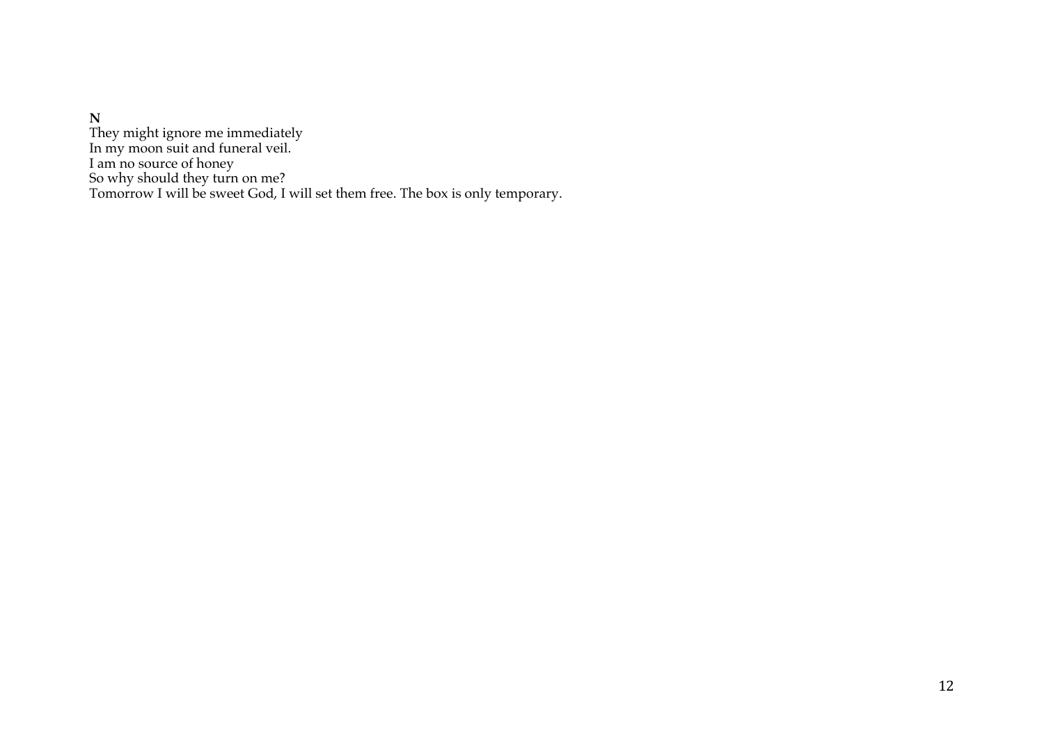**N**

They might ignore me immediately
In my moon suit and funeral veil.
I am no source of honey
So why should they turn on me?
Tomorrow I will be sweet God, I will set them free. The box is only temporary.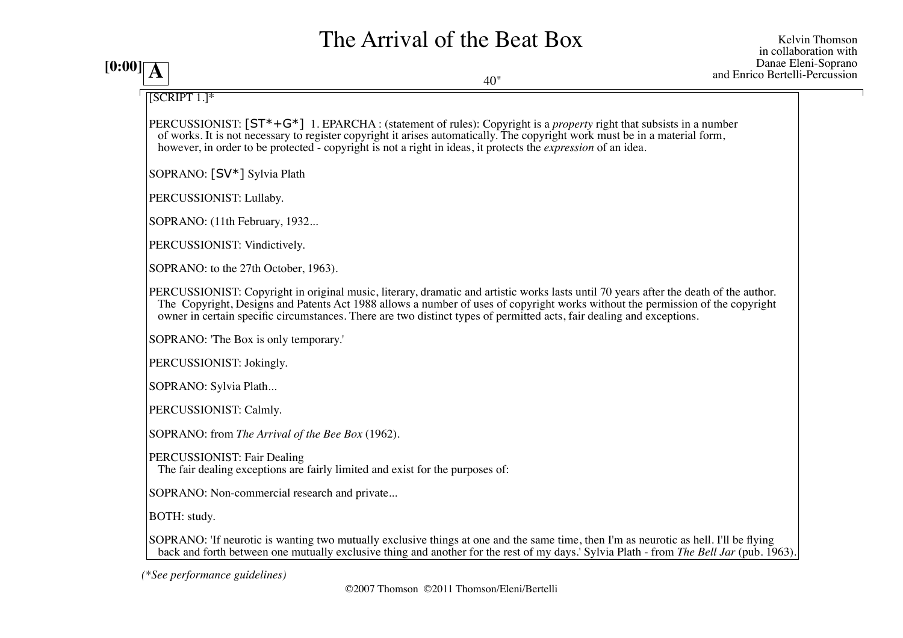# The Arrival of the Beat Box

Kelvin Thomson
in collaboration with
Danae Eleni-Soprano
and Enrico Bertelli-Percussion

**[0:00]** **A**

40"

[SCRIPT 1.]*

PERCUSSIONIST: [ST*+G*] 1. EPARCHA : (statement of rules): Copyright is a *property* right that subsists in a number of works. It is not necessary to register copyright it arises automatically. The copyright work must be in a material form, however, in order to be protected - copyright is not a right in ideas, it protects the *expression* of an idea.

SOPRANO: [SV*] Sylvia Plath

PERCUSSIONIST: Lullaby.

SOPRANO: (11th February, 1932...

PERCUSSIONIST: Vindictively.

SOPRANO: to the 27th October, 1963).

PERCUSSIONIST: Copyright in original music, literary, dramatic and artistic works lasts until 70 years after the death of the author. The Copyright, Designs and Patents Act 1988 allows a number of uses of copyright works without the permission of the copyright owner in certain specific circumstances. There are two distinct types of permitted acts, fair dealing and exceptions.

SOPRANO: 'The Box is only temporary.'

PERCUSSIONIST: Jokingly.

SOPRANO: Sylvia Plath...

PERCUSSIONIST: Calmly.

SOPRANO: from *The Arrival of the Bee Box* (1962).

PERCUSSIONIST: Fair Dealing
The fair dealing exceptions are fairly limited and exist for the purposes of:

SOPRANO: Non-commercial research and private...

BOTH: study.

SOPRANO: 'If neurotic is wanting two mutually exclusive things at one and the same time, then I'm as neurotic as hell. I'll be flying back and forth between one mutually exclusive thing and another for the rest of my days.' Sylvia Plath - from *The Bell Jar* (pub. 1963).

*(\*See performance guidelines)*

©2007 Thomson ©2011 Thomson/Eleni/Bertelli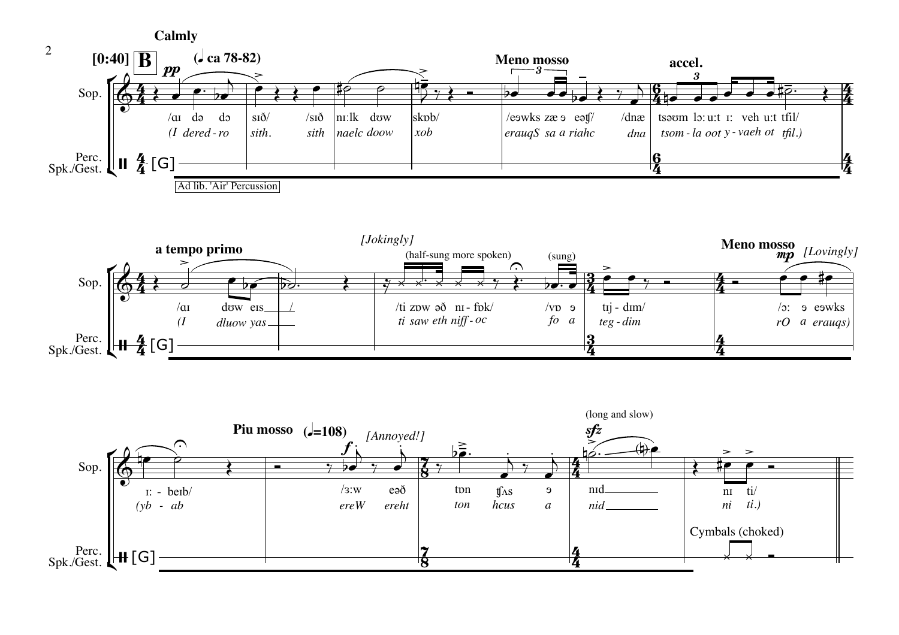**Calmly**

[0:40] **B** (♩ ca 78-82) *pp*

**Meno mosso**

**accel.**

Sop.

/ɑɪ də dɔ sɪð/ /sɪð nɪ:lk dʊw skɒb/ /eɔwks zæ ɔ eəʧ/ /dnæ tsəʊm lɔ: u:t ɪ: veh u:t tfil/

*(I dered - ro sith. sith naelc doow xob erauqS sa a riahc dna tsom - la oot y - vaeh ot tfil.)*

Perc. Spk./Gest. [G]

Ad lib. 'Air' Percussion

**a tempo primo**

*[Jokingly]*

(half-sung more spoken) (sung)

**Meno mosso** *mp* *[Lovingly]*

/ɑɪ dʊw eɪs / /ti zɒw əð nɪ - fɒk/ /vɒ ɔ tɪj - dɪm/ /ɔ: ɔ eɔwks

*(I dluow yas ti saw eth niff - oc fo a teg - dim rO a erauqs)*

**Piu mosso** (♩=108) *f* *[Annoyed!]*

(long and slow) *sfz*

ɪ: - beɪb/ /ɜ:w eəð tɒn ʧʌs ɔ nɪd nɪ ti/

*(yb - ab ereW ereht ton hcus a nid ni ti.)*

Cymbals (choked)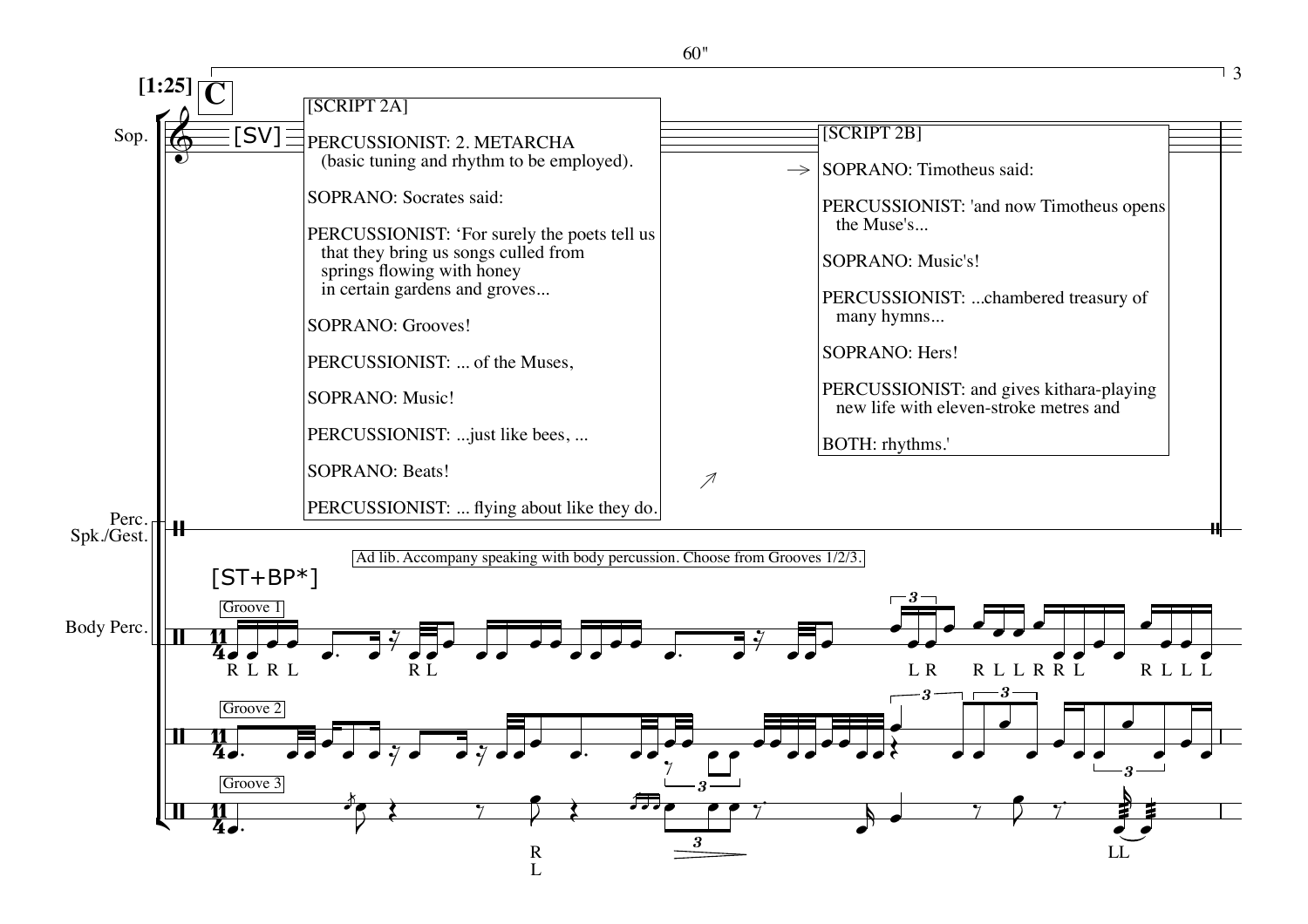60"

[1:25] **C**

Sop. [SV]

[SCRIPT 2A]

PERCUSSIONIST: 2. METARCHA
(basic tuning and rhythm to be employed).

SOPRANO: Socrates said:

PERCUSSIONIST: 'For surely the poets tell us
that they bring us songs culled from
springs flowing with honey
in certain gardens and groves...

SOPRANO: Grooves!

PERCUSSIONIST: ... of the Muses,

SOPRANO: Music!

PERCUSSIONIST: ...just like bees, ...

SOPRANO: Beats!

PERCUSSIONIST: ... flying about like they do.

[SCRIPT 2B]

SOPRANO: Timotheus said:

PERCUSSIONIST: 'and now Timotheus opens
the Muse's...

SOPRANO: Music's!

PERCUSSIONIST: ...chambered treasury of
many hymns...

SOPRANO: Hers!

PERCUSSIONIST: and gives kithara-playing
new life with eleven-stroke metres and

BOTH: rhythms.'

Perc. Spk./Gest.

Ad lib. Accompany speaking with body percussion. Choose from Grooves 1/2/3.

[ST+BP*]

Body Perc.

Groove 1 — R L R L — R L — L R — R L L R R L — R L L L

Groove 2

Groove 3 — R L — LL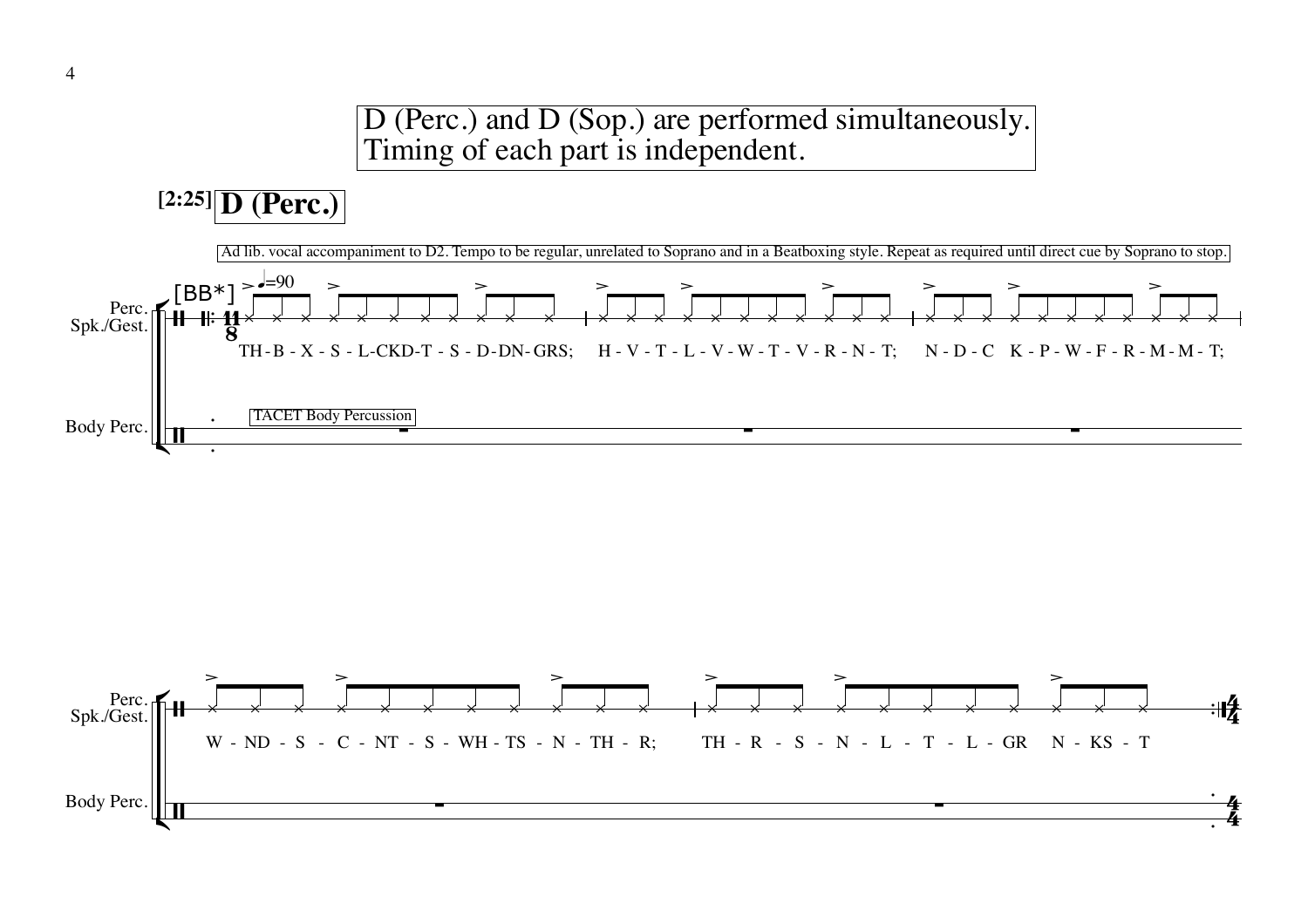D (Perc.) and D (Sop.) are performed simultaneously.
Timing of each part is independent.

**[2:25] D (Perc.)**

Ad lib. vocal accompaniment to D2. Tempo to be regular, unrelated to Soprano and in a Beatboxing style. Repeat as required until direct cue by Soprano to stop.

Perc. Spk./Gest.

[BB*] ♩=90

TH - B - X - S - L-CKD-T - S - D-DN- GRS; H - V - T - L - V - W - T - V - R - N - T; N - D - C K - P - W - F - R - M - M - T;

Body Perc.

TACET Body Percussion

Perc. Spk./Gest.

W - ND - S - C - NT - S - WH - TS - N - TH - R; TH - R - S - N - L - T - L - GR N - KS - T

Body Perc.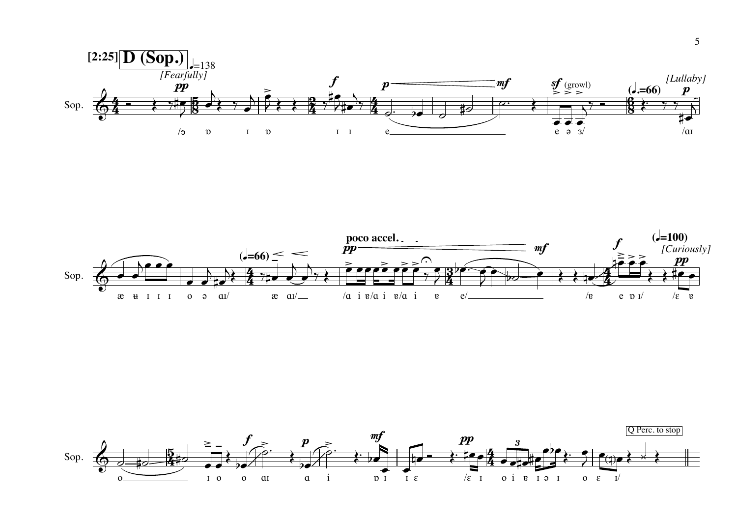**[2:25]** **D (Sop.)** ♩=138

*[Fearfully]*

Sop.

pp f p mf sf (growl)

/ɔ ɒ ɪ ɒ ɪ ɪ e e ə ɜ/

(♩.=66) *[Lullaby]* p

/aɪ æ ʉ ɪ ɪ ɪ o ə aɪ/

(♩=66)

æ aɪ/

**poco accel.** pp mf

/ɑ i ɐ/ɑ i ɐ/ɑ i ɐ e/

f (♩=100) *[Curiously]* pp

/ɐ e ɒ ɪ/ /ɛ ɐ

o ɪ o o aɪ ɑ i ɒ ɪ ɪ ɛ

f p mf pp

/ɛ ɪ o i ɐ ɪ ə ɪ o ɛ ɪ/

Q Perc. to stop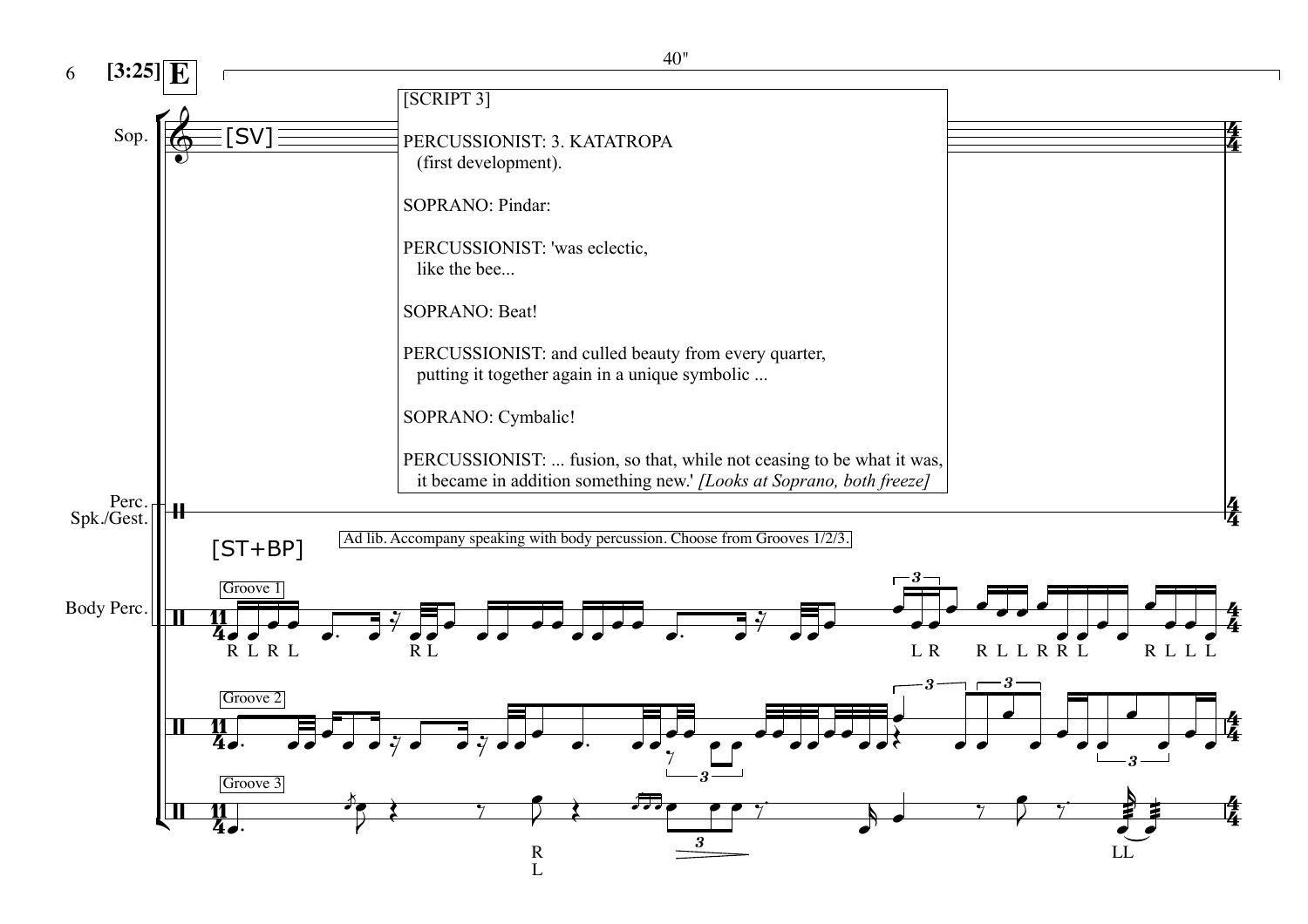**[3:25]** **E**

40"

Sop.

[SV]

[SCRIPT 3]

PERCUSSIONIST: 3. KATATROPA
(first development).

SOPRANO: Pindar:

PERCUSSIONIST: 'was eclectic,
like the bee...

SOPRANO: Beat!

PERCUSSIONIST: and culled beauty from every quarter,
putting it together again in a unique symbolic ...

SOPRANO: Cymbalic!

PERCUSSIONIST: ... fusion, so that, while not ceasing to be what it was,
it became in addition something new.' *[Looks at Soprano, both freeze]*

Perc. Spk./Gest.

[ST+BP]

Ad lib. Accompany speaking with body percussion. Choose from Grooves 1/2/3.

Body Perc.

Groove 1

R L R L    R L    L R    R L L R R L    R L L L

Groove 2

Groove 3

R L    LL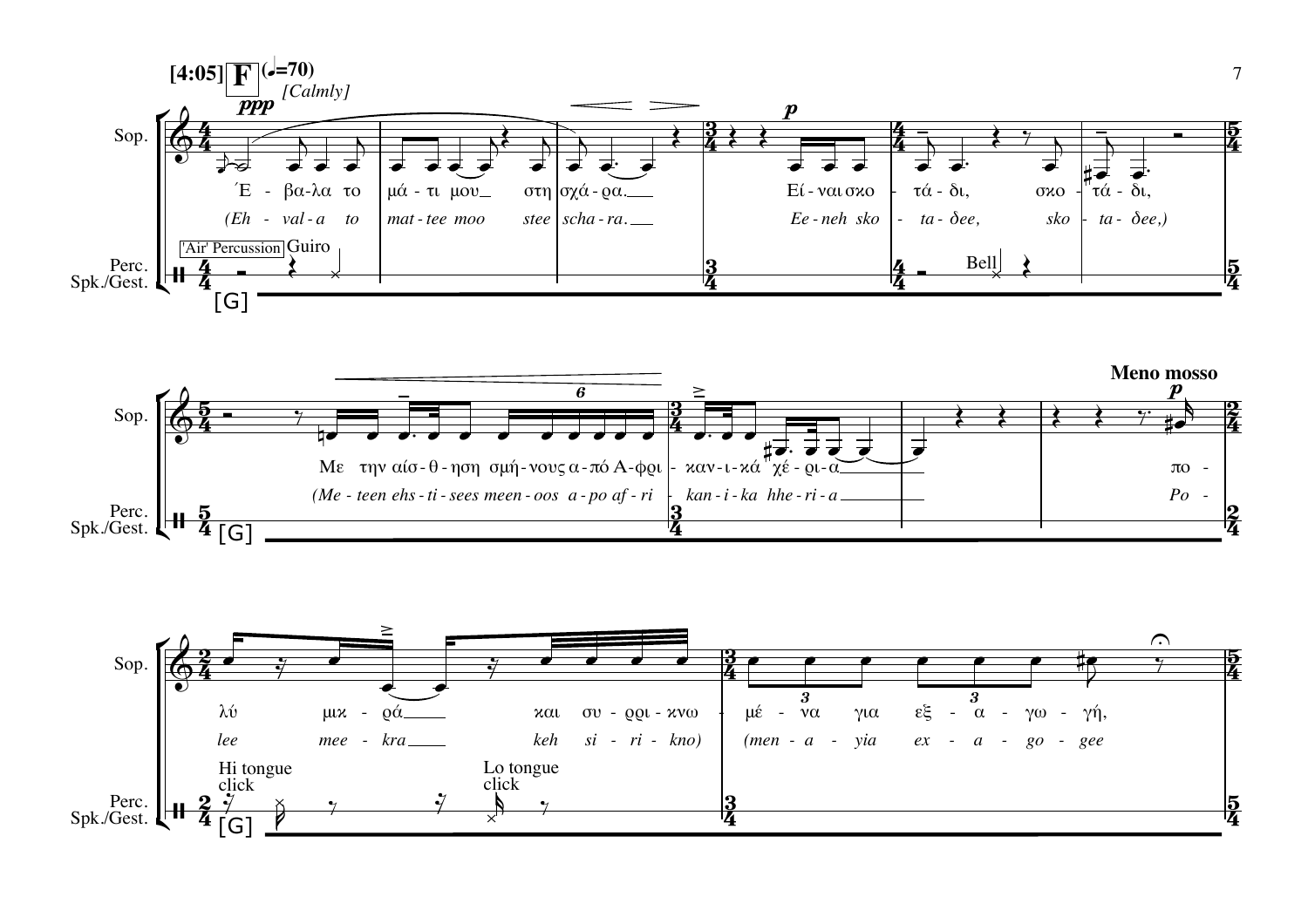[4:05] **F** (♩=70) *[Calmly]*

*ppp*

Sop.

Έ - βα-λα το μά - τι μου_ στη σχά - ρα.___ Εί - ναι σκο - τά - δι, σκο - τά - δι,

*(Eh - val - a to mat - tee moo stee scha - ra.___ Ee - neh sko - ta - δee, sko - ta - δee,)*

Perc. Spk./Gest.

'Air' Percussion Guiro

Bell

[G]

Sop.

Με την αίσ - θ - ηση σμή - νους α - πό Α - φρι - καν - ι - κά χέ - ρι - α_____

*(Me - teen ehs - ti - sees meen - oos a - po af - ri - kan - i - ka hhe - ri - a_____*

**Meno mosso**

*p*

πο - λύ μικ - ρά_____ και συ - ρρι - κνω - μέ - να για εξ - α - γω - γή,

*Po - lee mee - kra_____ keh si - ri - kno) (men - a - yia ex - a - go - gee*

Perc. Spk./Gest.

[G]

Hi tongue click

Lo tongue click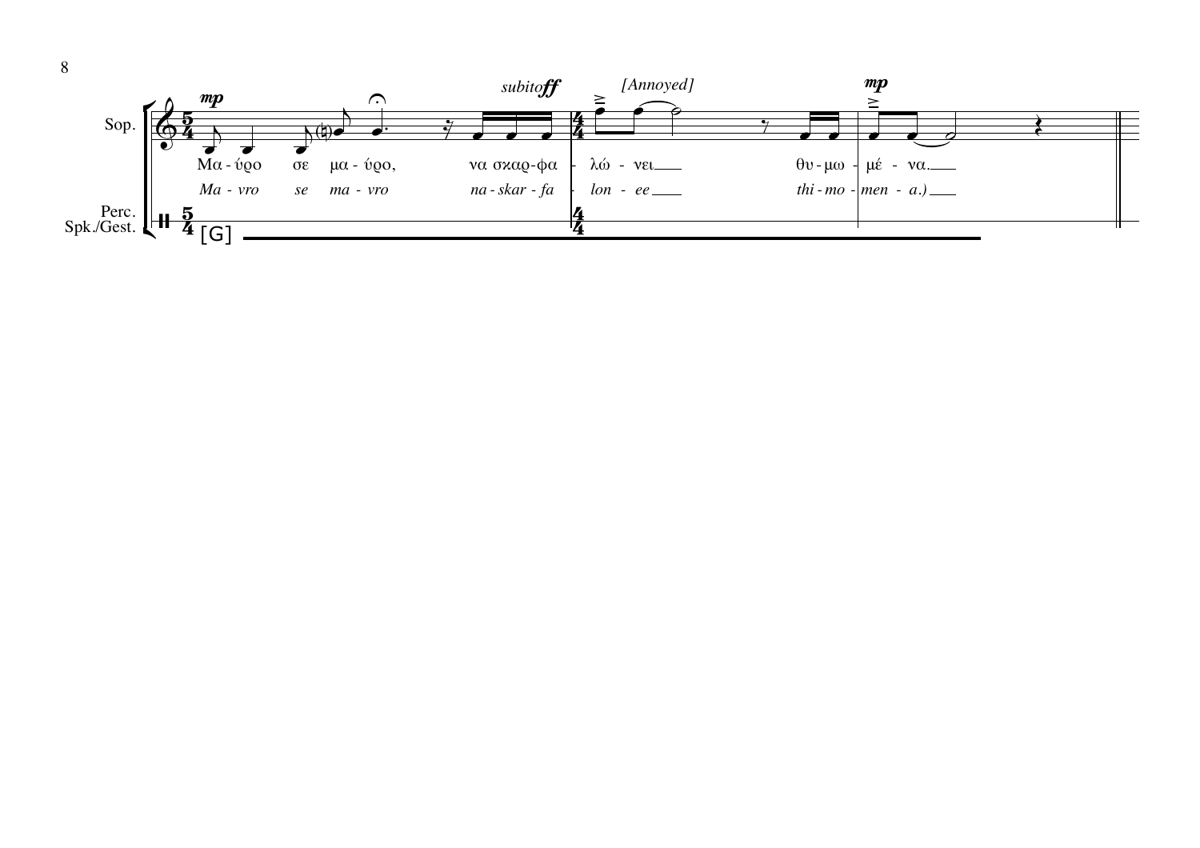Sop.

Perc.
Spk./Gest.

*mp*

*subito* ***ff***

*[Annoyed]*

*mp*

Μα - ύρο σε μα - ύρο, να σκαρ-φα - λώ - νει___ θυ - μω - μέ - να.___

*Ma - vro se ma - vro na - skar - fa - lon - ee___ thi - mo - men - a.)___*

[G]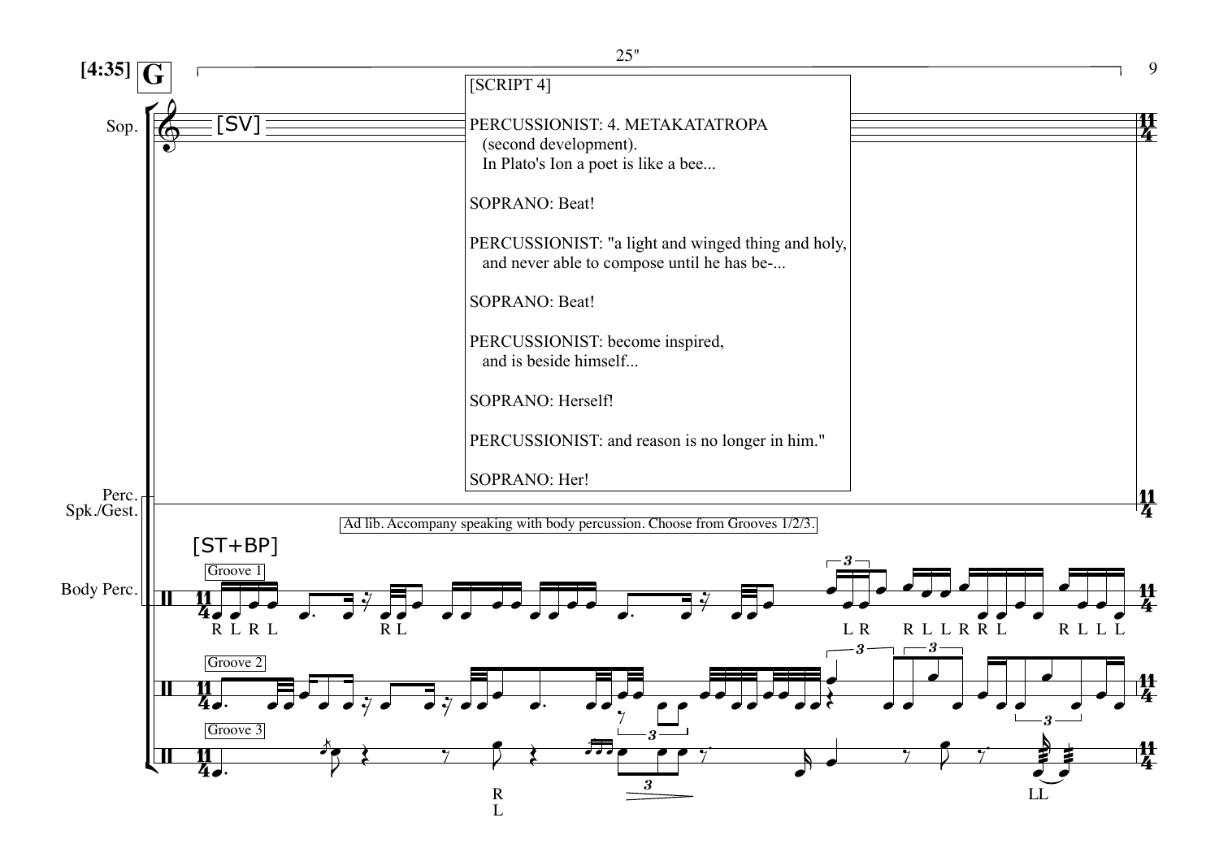**[4:35] G**

25"

[SCRIPT 4]

PERCUSSIONIST: 4. METAKATATROPA
(second development).
In Plato's Ion a poet is like a bee...

SOPRANO: Beat!

PERCUSSIONIST: "a light and winged thing and holy,
and never able to compose until he has be-...

SOPRANO: Beat!

PERCUSSIONIST: become inspired,
and is beside himself...

SOPRANO: Herself!

PERCUSSIONIST: and reason is no longer in him."

SOPRANO: Her!

Sop. [SV]

Perc. Spk./Gest.

Ad lib. Accompany speaking with body percussion. Choose from Grooves 1/2/3.

Body Perc. [ST+BP]

Groove 1 — R L R L … R L … L R … R L L R R L … R L L L

Groove 2

Groove 3 — R L … LL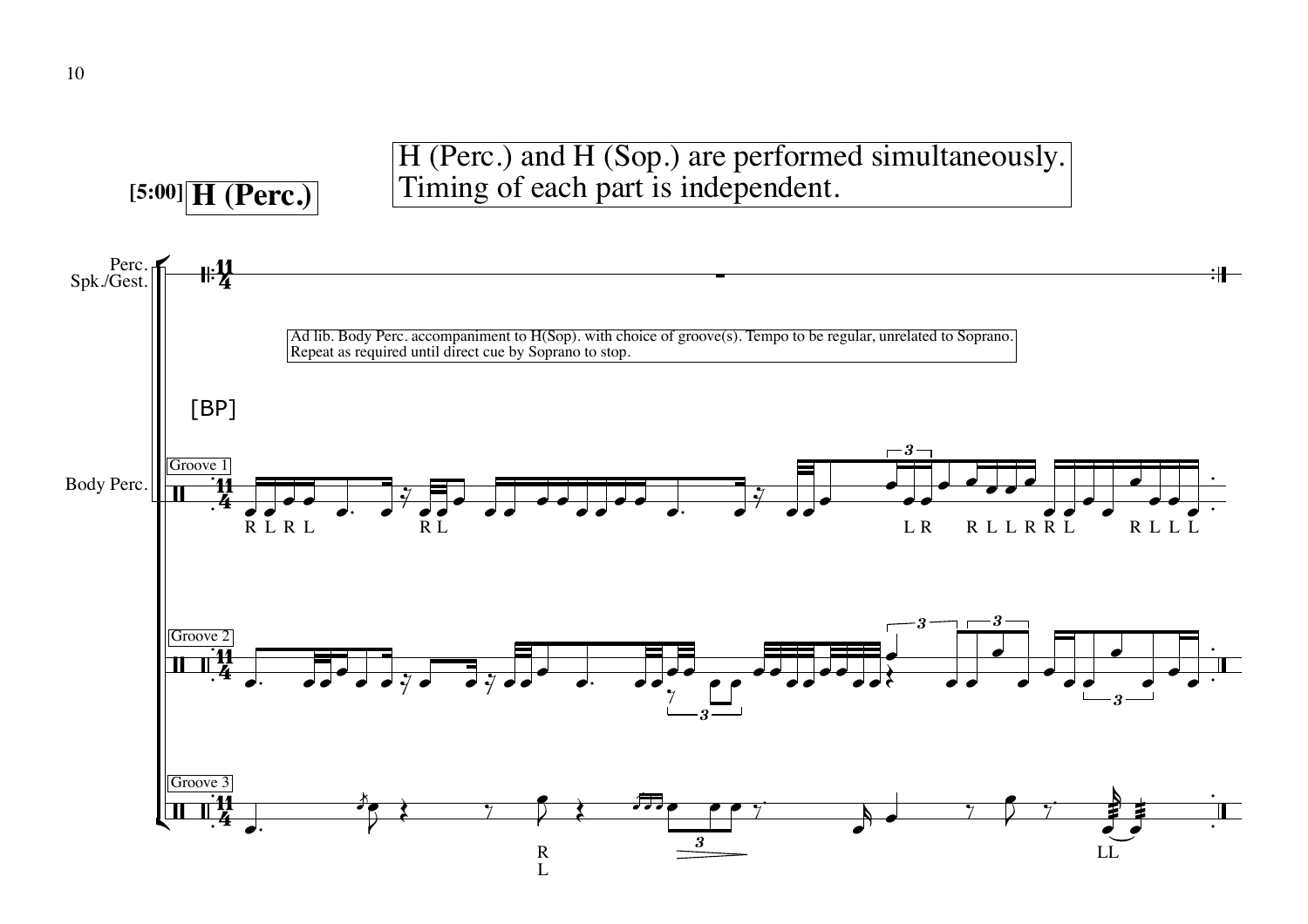**[5:00] H (Perc.)**

H (Perc.) and H (Sop.) are performed simultaneously.
Timing of each part is independent.

Perc. Spk./Gest.

Ad lib. Body Perc. accompaniment to H(Sop). with choice of groove(s). Tempo to be regular, unrelated to Soprano.
Repeat as required until direct cue by Soprano to stop.

[BP]

Body Perc.

Groove 1

R L R L R L L R R L L R R L R L L L

Groove 2

Groove 3

R L LL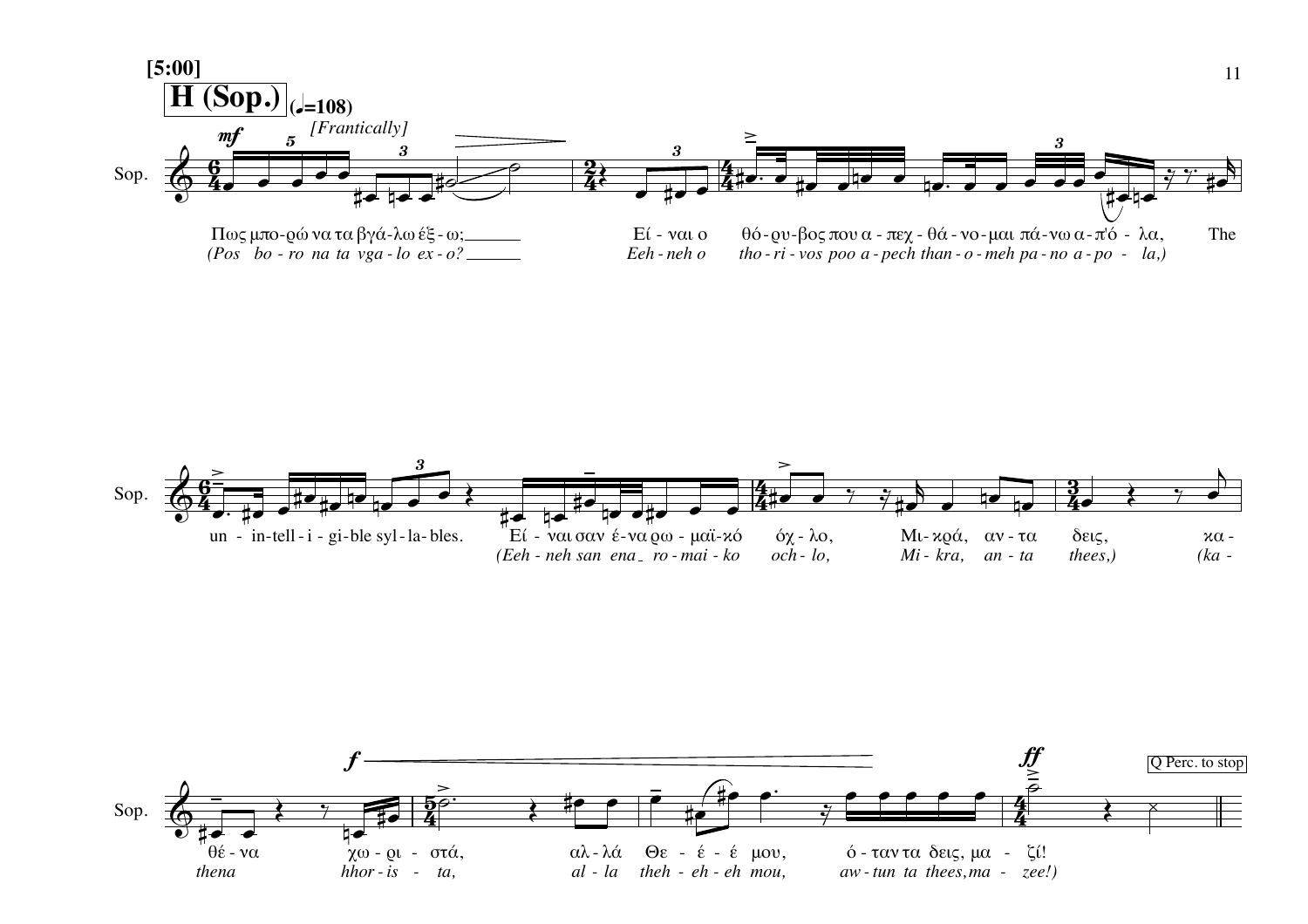[5:00]

**H (Sop.)** (♩.=108)

*[Frantically]*

Sop.

Πως μπο-ρώ να τα βγά-λω έξ-ω; Εί-ναι ο θό-ρυ-βος που α-πεχ-θά-νο-μαι πά-νω α-π'ό-λα, The

*(Pos bo-ro na ta vga-lo ex-o? Eeh-neh o tho-ri-vos poo a-pech than-o-meh pa-no a-po-la,)*

un-in-tell-i-gi-ble syl-la-bles. Εί-ναι σαν έ-να ρω-μαϊ-κό όχ-λο, Μι-κρά, αν-τα δεις, κα-

*(Eeh-neh san ena ro-mai-ko och-lo, Mi-kra, an-ta thees,) (ka-*

θέ-να χω-ρι-στά, αλ-λά Θε-έ-έ μου, ό-ταν τα δεις, μα-ζί!

*thena hhor-is-ta, al-la theh-eh-eh mou, aw-tun ta thees, ma-zee!)*

Q Perc. to stop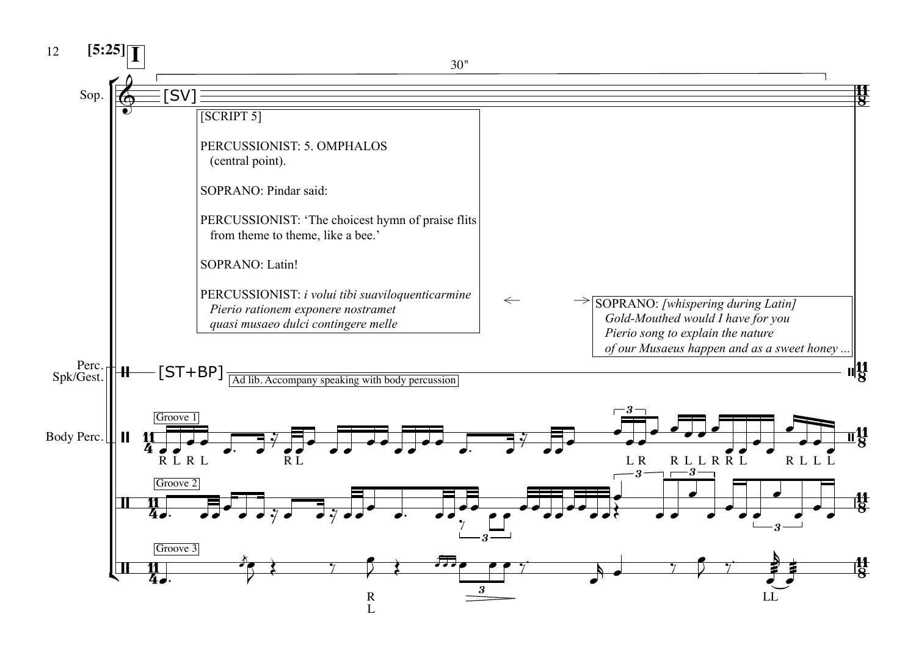**[5:25]** **I**

30"

Sop. [SV]

[SCRIPT 5]

PERCUSSIONIST: 5. OMPHALOS
(central point).

SOPRANO: Pindar said:

PERCUSSIONIST: 'The choicest hymn of praise flits
from theme to theme, like a bee.'

SOPRANO: Latin!

PERCUSSIONIST: *i volui tibi suaviloquenticarmine*
*Pierio rationem exponere nostramet*
*quasi musaeo dulci contingere melle*

← →

SOPRANO: *[whispering during Latin]*
*Gold-Mouthed would I have for you*
*Pierio song to explain the nature*
*of our Musaeus happen and as a sweet honey ...*

Perc. Spk/Gest. [ST+BP] Ad lib. Accompany speaking with body percussion

Body Perc.

Groove 1

R L R L — R L — L R — R L L R R L — R L L L

Groove 2

Groove 3

R
L

LL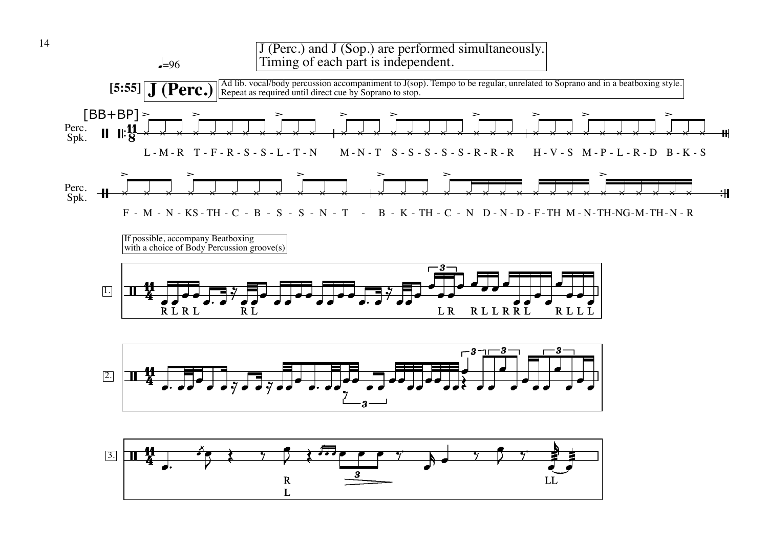J (Perc.) and J (Sop.) are performed simultaneously.
Timing of each part is independent.

♩=96

**[5:55]** **J (Perc.)**

Ad lib. vocal/body percussion accompaniment to J(sop). Tempo to be regular, unrelated to Soprano and in a beatboxing style. Repeat as required until direct cue by Soprano to stop.

[BB+BP]

Perc. Spk.

L - M - R T - F - R - S - S - L - T - N M - N - T S - S - S - S - S - S - R - R - R H - V - S M - P - L - R - D B - K - S

Perc. Spk.

F - M - N - KS - TH - C - B - S - S - N - T - B - K - TH - C - N D - N - D - F - TH M - N - TH-NG-M-TH-N - R

If possible, accompany Beatboxing with a choice of Body Percussion groove(s)

1. R L R L R L L R R L L R R L R L L L

2.

3. R L LL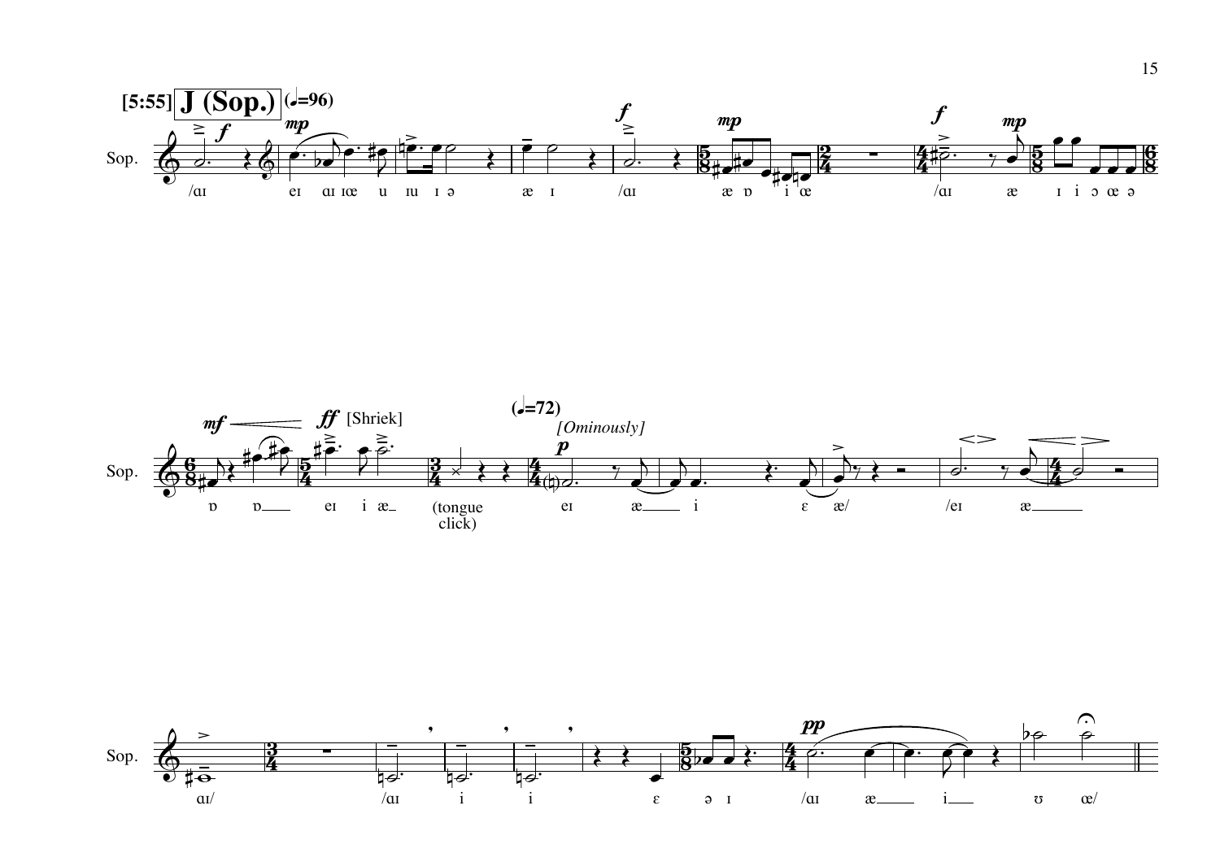**[5:55]** **J (Sop.)** (♩=96)

Sop.

*f* *mp* *f* *mp* *f* *mp*

/aɪ eɪ aɪ ɪœ u ɪu ɪ ə æ ɪ /aɪ æ ɒ i œ /aɪ æ ɪ i ɔ œ ə

*mf* *ff* [Shriek] (♩=72) *[Ominously]* *p*

ɒ ɒ___ eɪ i æ_ (tongue click) eɪ æ___ i ɛ æ/ /eɪ æ______

*pp*

ɑɪ/ /ɑɪ i i ɛ ə ɪ /ɑɪ æ___ i___ ʊ œ/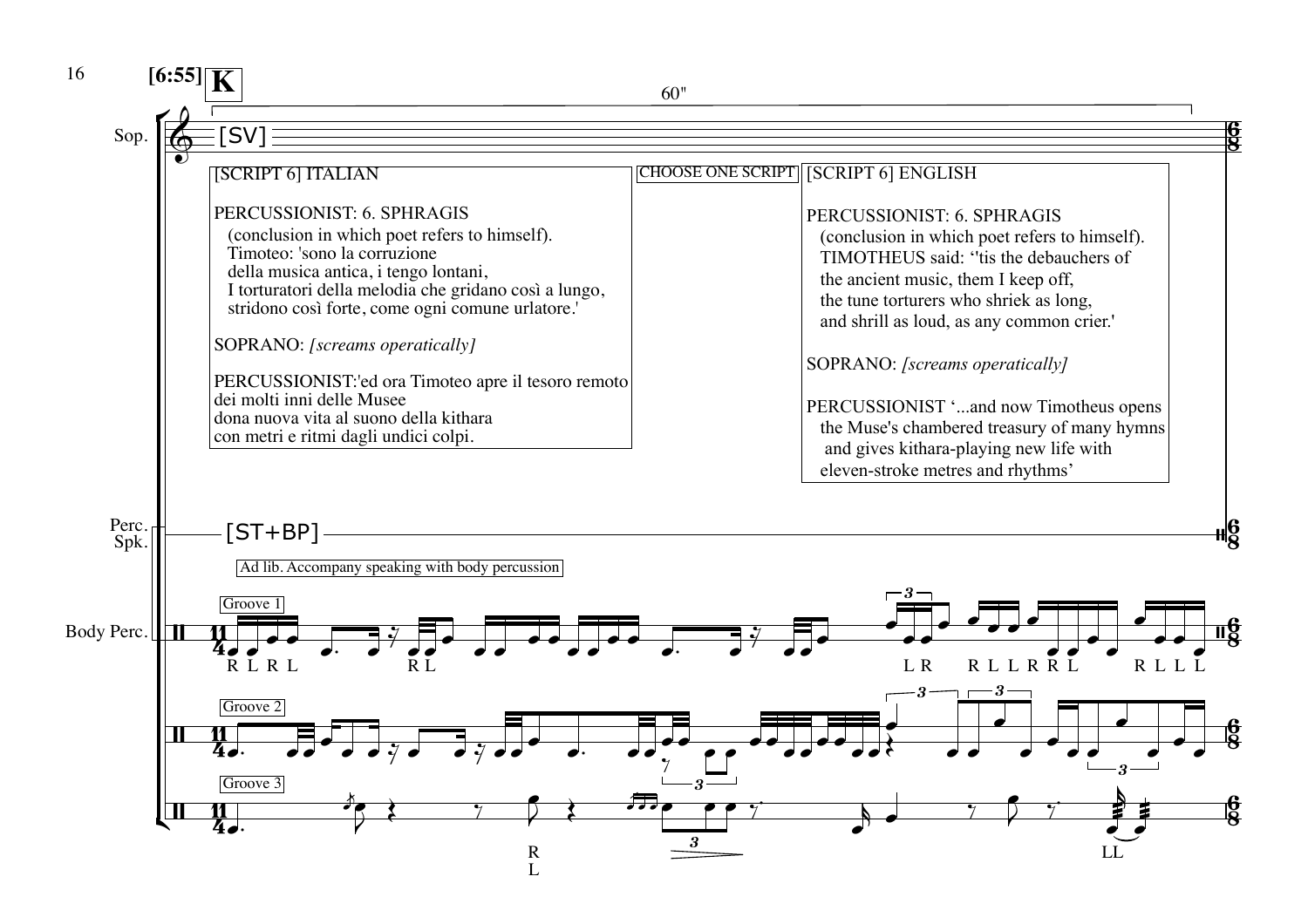**[6:55]** **K**

60"

Sop. [SV]

[SCRIPT 6] ITALIAN

PERCUSSIONIST: 6. SPHRAGIS
(conclusion in which poet refers to himself).
Timoteo: 'sono la corruzione
della musica antica, i tengo lontani,
I torturatori della melodia che gridano così a lungo,
stridono così forte, come ogni comune urlatore.'

SOPRANO: *[screams operatically]*

PERCUSSIONIST:'ed ora Timoteo apre il tesoro remoto
dei molti inni delle Musee
dona nuova vita al suono della kithara
con metri e ritmi dagli undici colpi.

CHOOSE ONE SCRIPT

[SCRIPT 6] ENGLISH

PERCUSSIONIST: 6. SPHRAGIS
(conclusion in which poet refers to himself).
TIMOTHEUS said: ''tis the debauchers of
the ancient music, them I keep off,
the tune torturers who shriek as long,
and shrill as loud, as any common crier.'

SOPRANO: *[screams operatically]*

PERCUSSIONIST '...and now Timotheus opens
the Muse's chambered treasury of many hymns
and gives kithara-playing new life with
eleven-stroke metres and rhythms'

Perc. Spk. [ST+BP]

Ad lib. Accompany speaking with body percussion

Body Perc.

Groove 1

R L R L R L L R R L L R R L R L L L

Groove 2

Groove 3

R L LL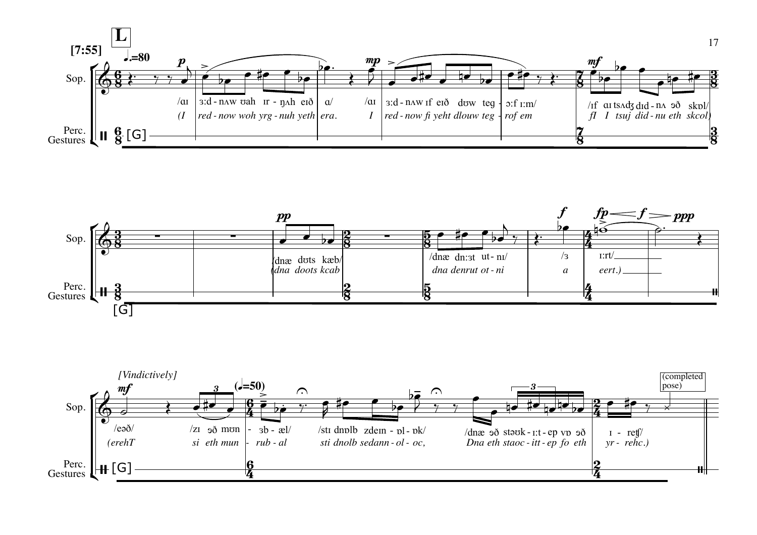**L**

[7:55]

♩.=80

Sop.

Perc. Gestures [G]

/ɑɪ ɜːd - nʌw ʊah ɪr - ŋʌh eɪð ɑ/ /ɑɪ ɜːd - nʌw ɪf eɪð dʊw teg - ɔːf ɪːm/ /ɪf ɑɪ tsʌdʒ dɪd - nʌ əð skɒl/

*(I red - now woh yrg - nuh yeth era. I red - now fi yeht dlouw teg - rof em fI I tsuj did - nu eth skcol)*

/dnæ dʊts kæb/ /dnæ dnːɜt ut - nɪ/ /ɜ ɪːrt/

*(dna doots kcab dna denrut ot - ni a eert.)*

*[Vindictively]*

(♩=50)

/eəð/ /zɪ əð mʊn - ɜb - æl/ /stɪ dnɒlb zdeɪn - ɒl - ɒk/ /dnæ əð stəʊk - ɪːt - ep vɒ əð ɪ - reʧ/

*(erehT si eth mun - rub - al sti dnolb sedann - ol - oc, Dna eth staoc - itt - ep fo eth yr - rehc.)*

(completed pose)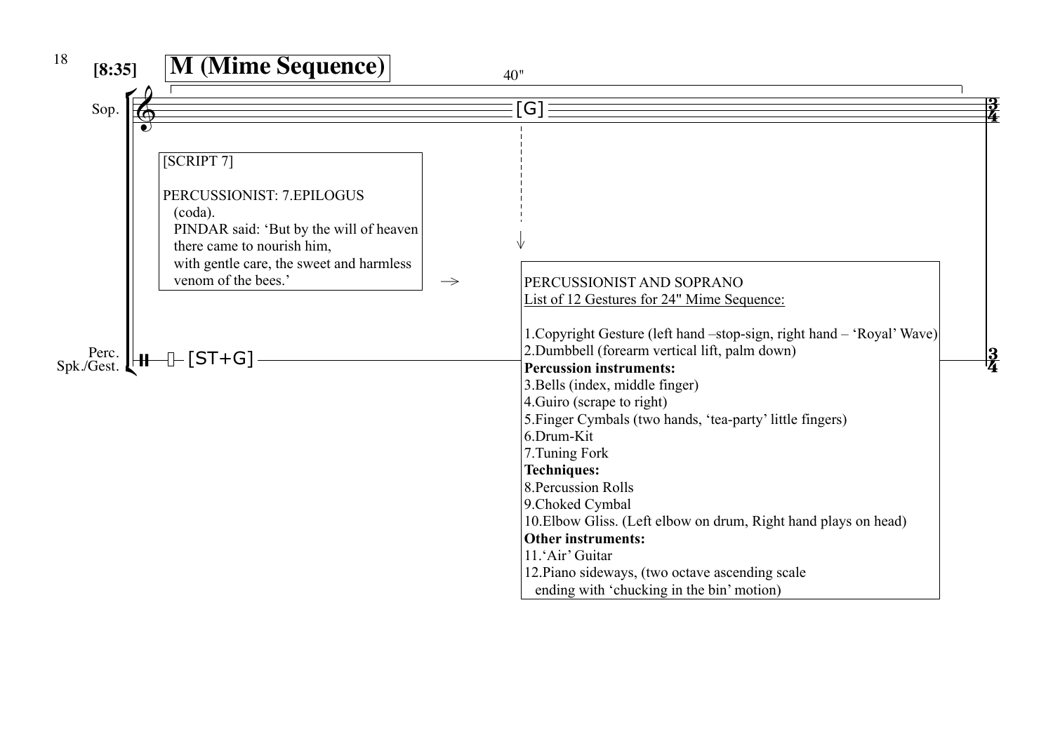[8:35] **M (Mime Sequence)**

40"

Sop. [G]

Perc. Spk./Gest. [ST+G]

[SCRIPT 7]

PERCUSSIONIST: 7.EPILOGUS
(coda).
PINDAR said: 'But by the will of heaven
there came to nourish him,
with gentle care, the sweet and harmless
venom of the bees.'

PERCUSSIONIST AND SOPRANO
List of 12 Gestures for 24" Mime Sequence:

1.Copyright Gesture (left hand –stop-sign, right hand – 'Royal' Wave)
2.Dumbbell (forearm vertical lift, palm down)

**Percussion instruments:**

3.Bells (index, middle finger)
4.Guiro (scrape to right)
5.Finger Cymbals (two hands, 'tea-party' little fingers)
6.Drum-Kit
7.Tuning Fork

**Techniques:**

8.Percussion Rolls
9.Choked Cymbal
10.Elbow Gliss. (Left elbow on drum, Right hand plays on head)

**Other instruments:**

11.'Air' Guitar
12.Piano sideways, (two octave ascending scale
ending with 'chucking in the bin' motion)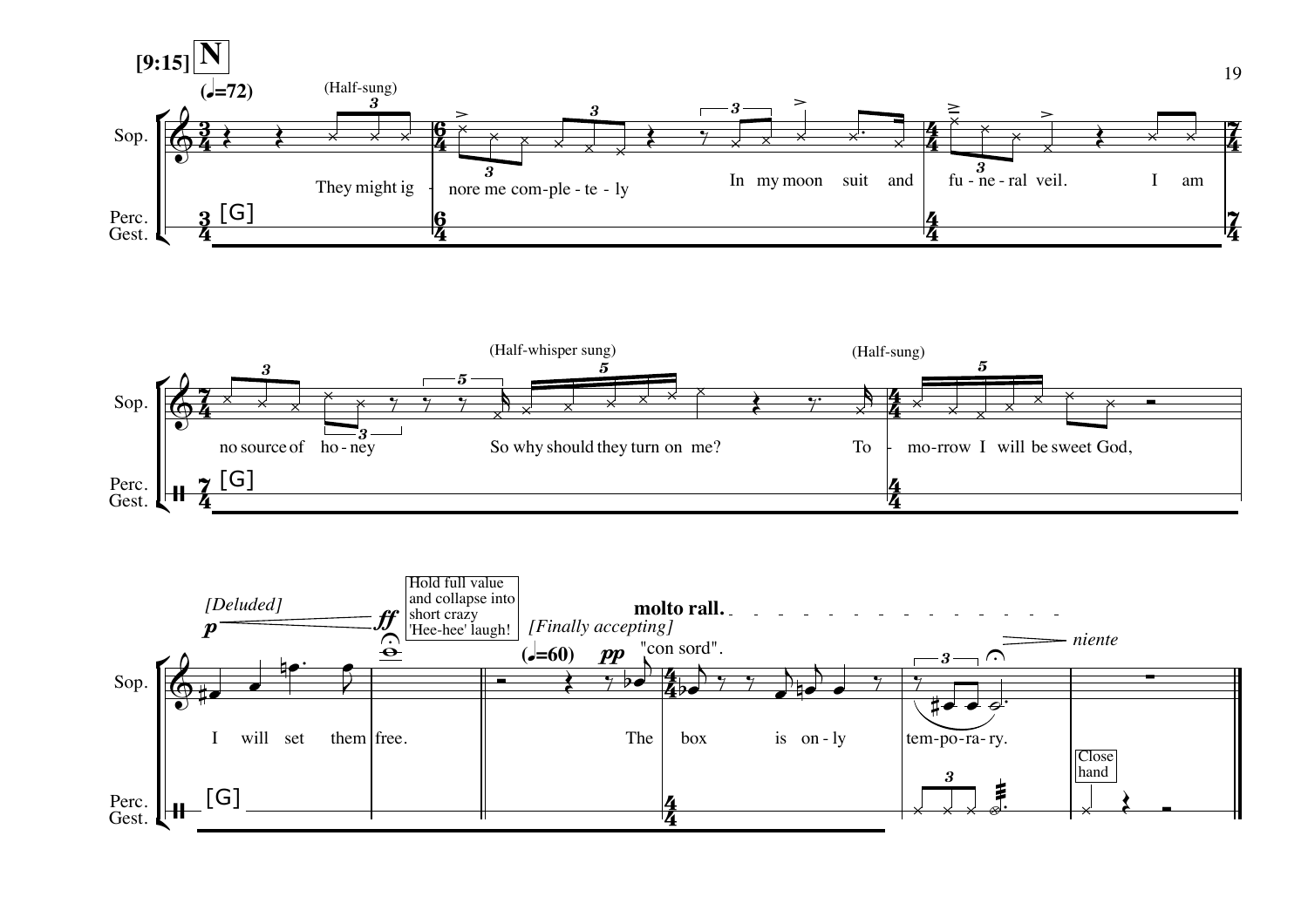[9:15] **N**

(♩=72)

(Half-sung)

Sop.

They might ig - nore me com-ple - te - ly In my moon suit and fu - ne - ral veil. I am

Perc. Gest.

[G]

(Half-whisper sung)

no source of ho - ney So why should they turn on me?

(Half-sung)

To - mo-rrow I will be sweet God,

[G]

*[Deluded]*

*p* *ff*

Hold full value and collapse into short crazy 'Hee-hee' laugh!

I will set them free.

[G]

*[Finally accepting]*

**molto rall.**

(♩=60) *pp* "con sord".

The box is on - ly tem-po-ra- ry.

*niente*

Close hand